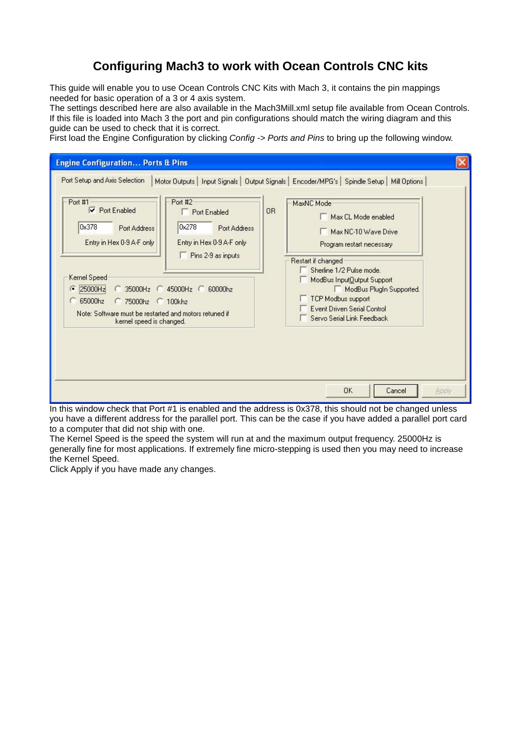# Configuring Mach3 to work with Ocean Controls CNC kits

This guide will enable you to use Ocean Controls CNC Kits with Mach 3, it contains the pin mappings needed for basic operation of a 3 or 4 axis system.
The settings described here are also available in the Mach3Mill.xml setup file available from Ocean Controls. If this file is loaded into Mach 3 the port and pin configurations should match the wiring diagram and this guide can be used to check that it is correct.
First load the Engine Configuration by clicking *Config -> Ports and Pins* to bring up the following window.

In this window check that Port #1 is enabled and the address is 0x378, this should not be changed unless you have a different address for the parallel port. This can be the case if you have added a parallel port card to a computer that did not ship with one.
The Kernel Speed is the speed the system will run at and the maximum output frequency. 25000Hz is generally fine for most applications. If extremely fine micro-stepping is used then you may need to increase the Kernel Speed.
Click Apply if you have made any changes.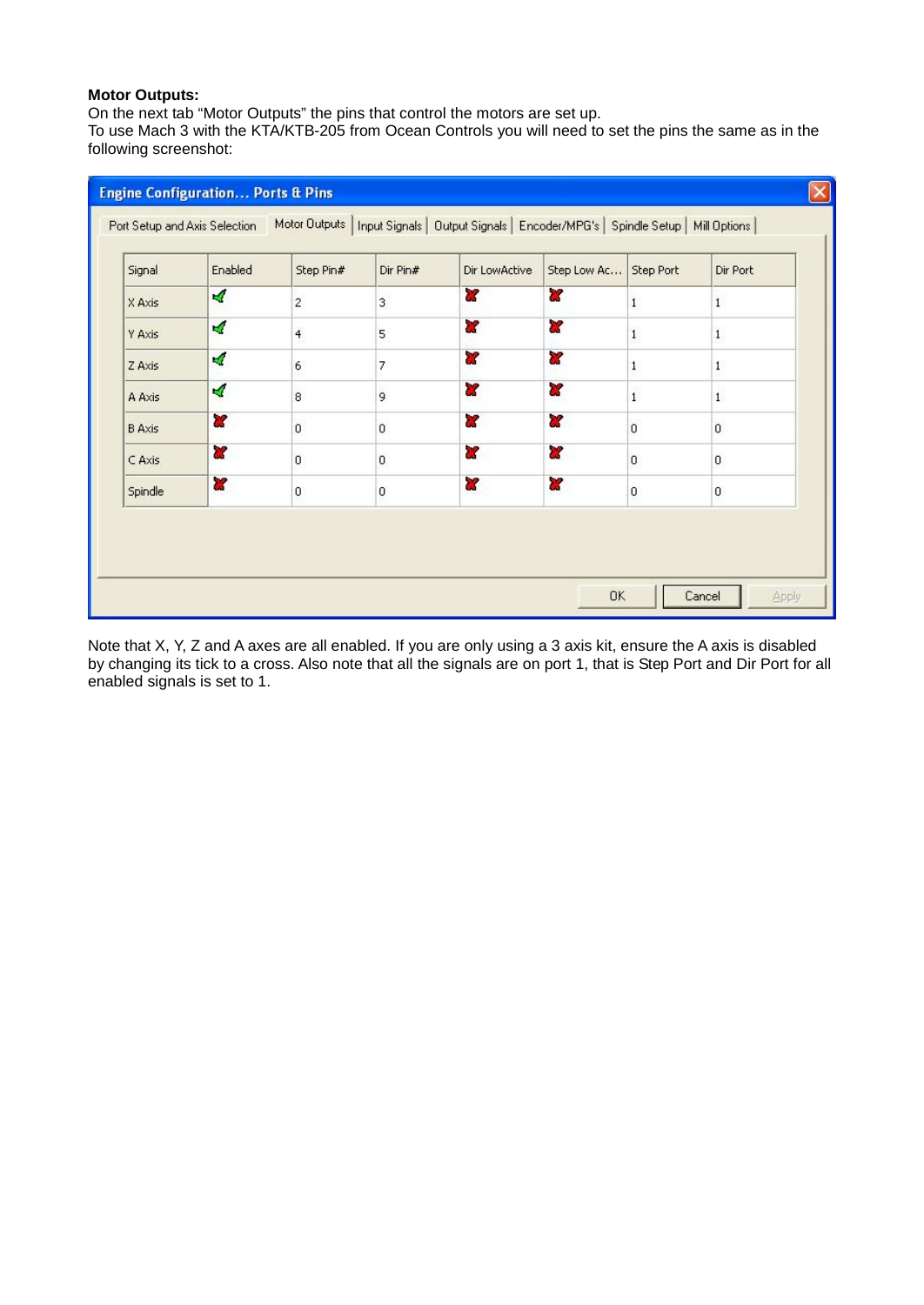**Motor Outputs:**

On the next tab "Motor Outputs" the pins that control the motors are set up.

To use Mach 3 with the KTA/KTB-205 from Ocean Controls you will need to set the pins the same as in the following screenshot:

**Engine Configuration... Ports & Pins**

Port Setup and Axis Selection | Motor Outputs | Input Signals | Output Signals | Encoder/MPG's | Spindle Setup | Mill Options

| Signal | Enabled | Step Pin# | Dir Pin# | Dir LowActive | Step Low Ac... | Step Port | Dir Port |
|---|---|---|---|---|---|---|---|
| X Axis | ✔ | 2 | 3 | ✘ | ✘ | 1 | 1 |
| Y Axis | ✔ | 4 | 5 | ✘ | ✘ | 1 | 1 |
| Z Axis | ✔ | 6 | 7 | ✘ | ✘ | 1 | 1 |
| A Axis | ✔ | 8 | 9 | ✘ | ✘ | 1 | 1 |
| B Axis | ✘ | 0 | 0 | ✘ | ✘ | 0 | 0 |
| C Axis | ✘ | 0 | 0 | ✘ | ✘ | 0 | 0 |
| Spindle | ✘ | 0 | 0 | ✘ | ✘ | 0 | 0 |

OK | Cancel | Apply

Note that X, Y, Z and A axes are all enabled. If you are only using a 3 axis kit, ensure the A axis is disabled by changing its tick to a cross. Also note that all the signals are on port 1, that is Step Port and Dir Port for all enabled signals is set to 1.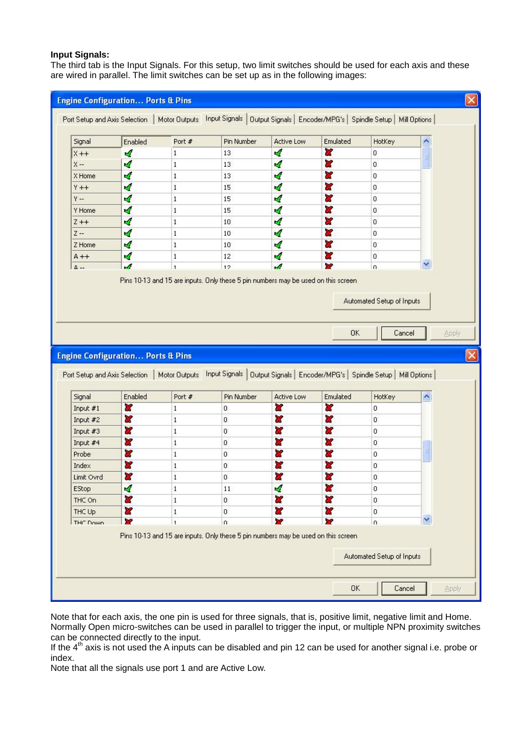**Input Signals:**

The third tab is the Input Signals. For this setup, two limit switches should be used for each axis and these are wired in parallel. The limit switches can be set up as in the following images:

**Engine Configuration... Ports & Pins**

Port Setup and Axis Selection | Motor Outputs | Input Signals | Output Signals | Encoder/MPG's | Spindle Setup | Mill Options

| Signal | Enabled | Port # | Pin Number | Active Low | Emulated | HotKey |
|---|---|---|---|---|---|---|
| X ++ | ✔ | 1 | 13 | ✔ | ✘ | 0 |
| X -- | ✔ | 1 | 13 | ✔ | ✘ | 0 |
| X Home | ✔ | 1 | 13 | ✔ | ✘ | 0 |
| Y ++ | ✔ | 1 | 15 | ✔ | ✘ | 0 |
| Y -- | ✔ | 1 | 15 | ✔ | ✘ | 0 |
| Y Home | ✔ | 1 | 15 | ✔ | ✘ | 0 |
| Z ++ | ✔ | 1 | 10 | ✔ | ✘ | 0 |
| Z -- | ✔ | 1 | 10 | ✔ | ✘ | 0 |
| Z Home | ✔ | 1 | 10 | ✔ | ✘ | 0 |
| A ++ | ✔ | 1 | 12 | ✔ | ✘ | 0 |
| A -- | ✔ | 1 | 12 | ✔ | ✘ | 0 |

Pins 10-13 and 15 are inputs. Only these 5 pin numbers may be used on this screen

Automated Setup of Inputs

OK | Cancel | Apply

**Engine Configuration... Ports & Pins**

Port Setup and Axis Selection | Motor Outputs | Input Signals | Output Signals | Encoder/MPG's | Spindle Setup | Mill Options

| Signal | Enabled | Port # | Pin Number | Active Low | Emulated | HotKey |
|---|---|---|---|---|---|---|
| Input #1 | ✘ | 1 | 0 | ✘ | ✘ | 0 |
| Input #2 | ✘ | 1 | 0 | ✘ | ✘ | 0 |
| Input #3 | ✘ | 1 | 0 | ✘ | ✘ | 0 |
| Input #4 | ✘ | 1 | 0 | ✘ | ✘ | 0 |
| Probe | ✘ | 1 | 0 | ✘ | ✘ | 0 |
| Index | ✘ | 1 | 0 | ✘ | ✘ | 0 |
| Limit Ovrd | ✘ | 1 | 0 | ✘ | ✘ | 0 |
| EStop | ✔ | 1 | 11 | ✔ | ✘ | 0 |
| THC On | ✘ | 1 | 0 | ✘ | ✘ | 0 |
| THC Up | ✘ | 1 | 0 | ✘ | ✘ | 0 |
| THC Down | ✘ | 1 | 0 | ✘ | ✘ | 0 |

Pins 10-13 and 15 are inputs. Only these 5 pin numbers may be used on this screen

Automated Setup of Inputs

OK | Cancel | Apply

Note that for each axis, the one pin is used for three signals, that is, positive limit, negative limit and Home. Normally Open micro-switches can be used in parallel to trigger the input, or multiple NPN proximity switches can be connected directly to the input.

If the 4th axis is not used the A inputs can be disabled and pin 12 can be used for another signal i.e. probe or index.

Note that all the signals use port 1 and are Active Low.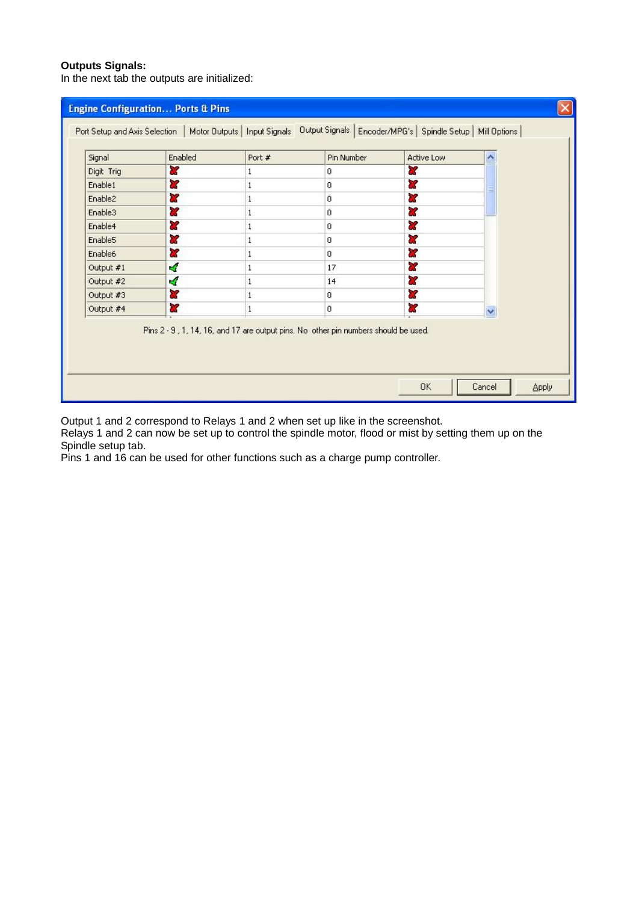**Outputs Signals:**
In the next tab the outputs are initialized:

**Engine Configuration... Ports & Pins**

Port Setup and Axis Selection | Motor Outputs | Input Signals | Output Signals | Encoder/MPG's | Spindle Setup | Mill Options

| Signal | Enabled | Port # | Pin Number | Active Low |
|---|---|---|---|---|
| Digit Trig | ✗ | 1 | 0 | ✗ |
| Enable1 | ✗ | 1 | 0 | ✗ |
| Enable2 | ✗ | 1 | 0 | ✗ |
| Enable3 | ✗ | 1 | 0 | ✗ |
| Enable4 | ✗ | 1 | 0 | ✗ |
| Enable5 | ✗ | 1 | 0 | ✗ |
| Enable6 | ✗ | 1 | 0 | ✗ |
| Output #1 | ✓ | 1 | 17 | ✗ |
| Output #2 | ✓ | 1 | 14 | ✗ |
| Output #3 | ✗ | 1 | 0 | ✗ |
| Output #4 | ✗ | 1 | 0 | ✗ |

Pins 2 - 9 , 1, 14, 16, and 17 are output pins. No other pin numbers should be used.

OK | Cancel | Apply

Output 1 and 2 correspond to Relays 1 and 2 when set up like in the screenshot.
Relays 1 and 2 can now be set up to control the spindle motor, flood or mist by setting them up on the Spindle setup tab.
Pins 1 and 16 can be used for other functions such as a charge pump controller.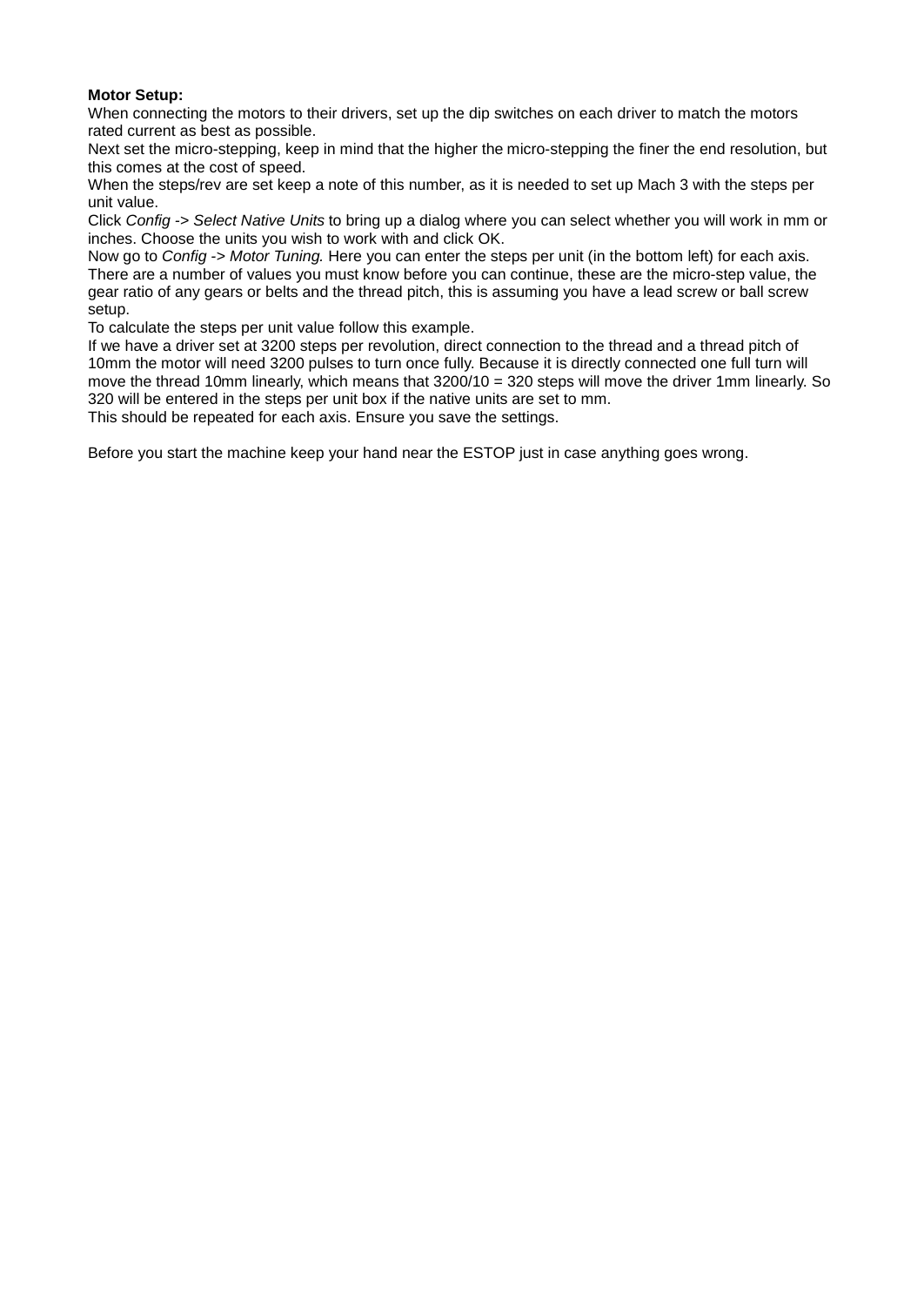**Motor Setup:**

When connecting the motors to their drivers, set up the dip switches on each driver to match the motors rated current as best as possible.

Next set the micro-stepping, keep in mind that the higher the micro-stepping the finer the end resolution, but this comes at the cost of speed.

When the steps/rev are set keep a note of this number, as it is needed to set up Mach 3 with the steps per unit value.

Click *Config -> Select Native Units* to bring up a dialog where you can select whether you will work in mm or inches. Choose the units you wish to work with and click OK.

Now go to *Config -> Motor Tuning*. Here you can enter the steps per unit (in the bottom left) for each axis. There are a number of values you must know before you can continue, these are the micro-step value, the gear ratio of any gears or belts and the thread pitch, this is assuming you have a lead screw or ball screw setup.

To calculate the steps per unit value follow this example.

If we have a driver set at 3200 steps per revolution, direct connection to the thread and a thread pitch of 10mm the motor will need 3200 pulses to turn once fully. Because it is directly connected one full turn will move the thread 10mm linearly, which means that 3200/10 = 320 steps will move the driver 1mm linearly. So 320 will be entered in the steps per unit box if the native units are set to mm.

This should be repeated for each axis. Ensure you save the settings.

Before you start the machine keep your hand near the ESTOP just in case anything goes wrong.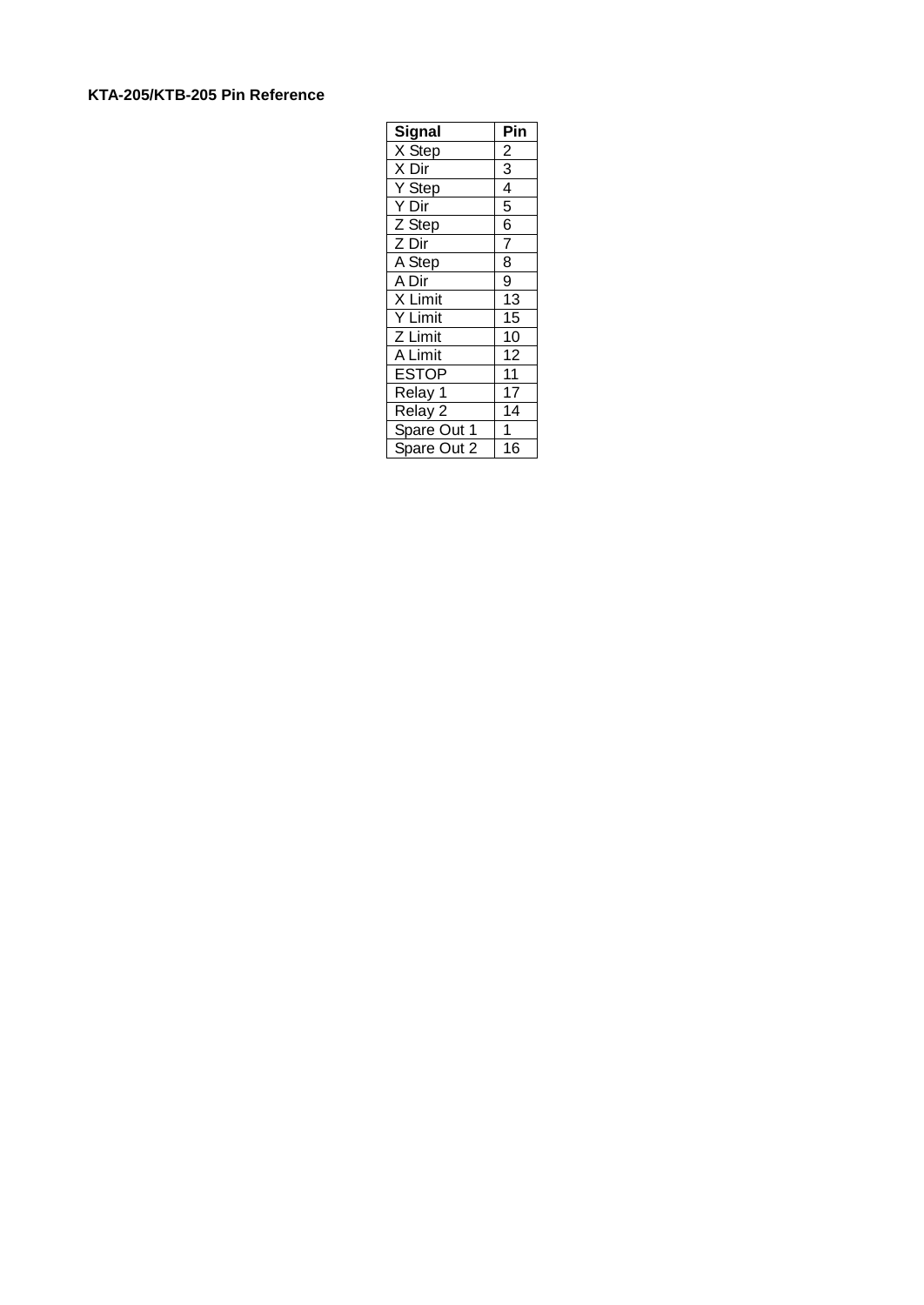**KTA-205/KTB-205 Pin Reference**

| Signal | Pin |
|---|---|
| X Step | 2 |
| X Dir | 3 |
| Y Step | 4 |
| Y Dir | 5 |
| Z Step | 6 |
| Z Dir | 7 |
| A Step | 8 |
| A Dir | 9 |
| X Limit | 13 |
| Y Limit | 15 |
| Z Limit | 10 |
| A Limit | 12 |
| ESTOP | 11 |
| Relay 1 | 17 |
| Relay 2 | 14 |
| Spare Out 1 | 1 |
| Spare Out 2 | 16 |